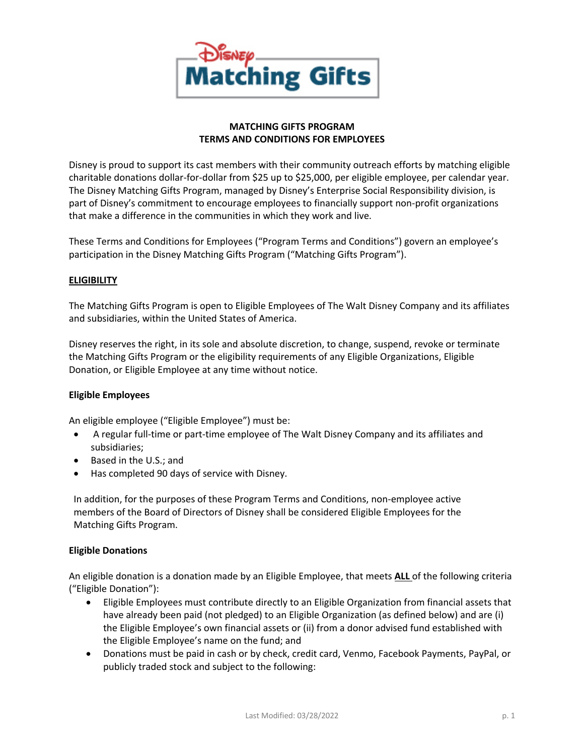Disney Matching Gifts

# MATCHING GIFTS PROGRAM
# TERMS AND CONDITIONS FOR EMPLOYEES

Disney is proud to support its cast members with their community outreach efforts by matching eligible charitable donations dollar-for-dollar from $25 up to $25,000, per eligible employee, per calendar year. The Disney Matching Gifts Program, managed by Disney's Enterprise Social Responsibility division, is part of Disney's commitment to encourage employees to financially support non-profit organizations that make a difference in the communities in which they work and live.

These Terms and Conditions for Employees ("Program Terms and Conditions") govern an employee's participation in the Disney Matching Gifts Program ("Matching Gifts Program").

## ELIGIBILITY

The Matching Gifts Program is open to Eligible Employees of The Walt Disney Company and its affiliates and subsidiaries, within the United States of America.

Disney reserves the right, in its sole and absolute discretion, to change, suspend, revoke or terminate the Matching Gifts Program or the eligibility requirements of any Eligible Organizations, Eligible Donation, or Eligible Employee at any time without notice.

### Eligible Employees

An eligible employee ("Eligible Employee") must be:

- A regular full-time or part-time employee of The Walt Disney Company and its affiliates and subsidiaries;
- Based in the U.S.; and
- Has completed 90 days of service with Disney.

In addition, for the purposes of these Program Terms and Conditions, non-employee active members of the Board of Directors of Disney shall be considered Eligible Employees for the Matching Gifts Program.

### Eligible Donations

An eligible donation is a donation made by an Eligible Employee, that meets **ALL** of the following criteria ("Eligible Donation"):

- Eligible Employees must contribute directly to an Eligible Organization from financial assets that have already been paid (not pledged) to an Eligible Organization (as defined below) and are (i) the Eligible Employee's own financial assets or (ii) from a donor advised fund established with the Eligible Employee's name on the fund; and
- Donations must be paid in cash or by check, credit card, Venmo, Facebook Payments, PayPal, or publicly traded stock and subject to the following: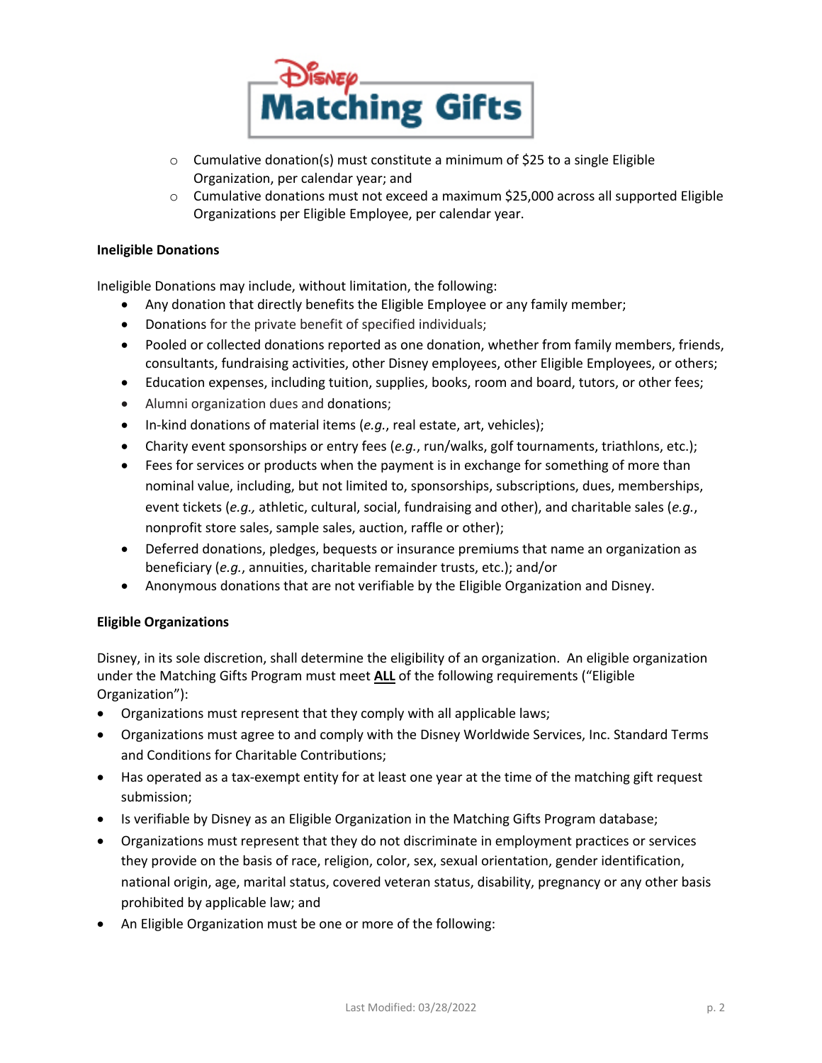- Cumulative donation(s) must constitute a minimum of $25 to a single Eligible Organization, per calendar year; and
- Cumulative donations must not exceed a maximum $25,000 across all supported Eligible Organizations per Eligible Employee, per calendar year.

**Ineligible Donations**

Ineligible Donations may include, without limitation, the following:

- Any donation that directly benefits the Eligible Employee or any family member;
- Donations for the private benefit of specified individuals;
- Pooled or collected donations reported as one donation, whether from family members, friends, consultants, fundraising activities, other Disney employees, other Eligible Employees, or others;
- Education expenses, including tuition, supplies, books, room and board, tutors, or other fees;
- Alumni organization dues and donations;
- In-kind donations of material items (*e.g.*, real estate, art, vehicles);
- Charity event sponsorships or entry fees (*e.g.*, run/walks, golf tournaments, triathlons, etc.);
- Fees for services or products when the payment is in exchange for something of more than nominal value, including, but not limited to, sponsorships, subscriptions, dues, memberships, event tickets (*e.g.,* athletic, cultural, social, fundraising and other), and charitable sales (*e.g.*, nonprofit store sales, sample sales, auction, raffle or other);
- Deferred donations, pledges, bequests or insurance premiums that name an organization as beneficiary (*e.g.*, annuities, charitable remainder trusts, etc.); and/or
- Anonymous donations that are not verifiable by the Eligible Organization and Disney.

**Eligible Organizations**

Disney, in its sole discretion, shall determine the eligibility of an organization. An eligible organization under the Matching Gifts Program must meet **ALL** of the following requirements ("Eligible Organization"):

- Organizations must represent that they comply with all applicable laws;
- Organizations must agree to and comply with the Disney Worldwide Services, Inc. Standard Terms and Conditions for Charitable Contributions;
- Has operated as a tax-exempt entity for at least one year at the time of the matching gift request submission;
- Is verifiable by Disney as an Eligible Organization in the Matching Gifts Program database;
- Organizations must represent that they do not discriminate in employment practices or services they provide on the basis of race, religion, color, sex, sexual orientation, gender identification, national origin, age, marital status, covered veteran status, disability, pregnancy or any other basis prohibited by applicable law; and
- An Eligible Organization must be one or more of the following: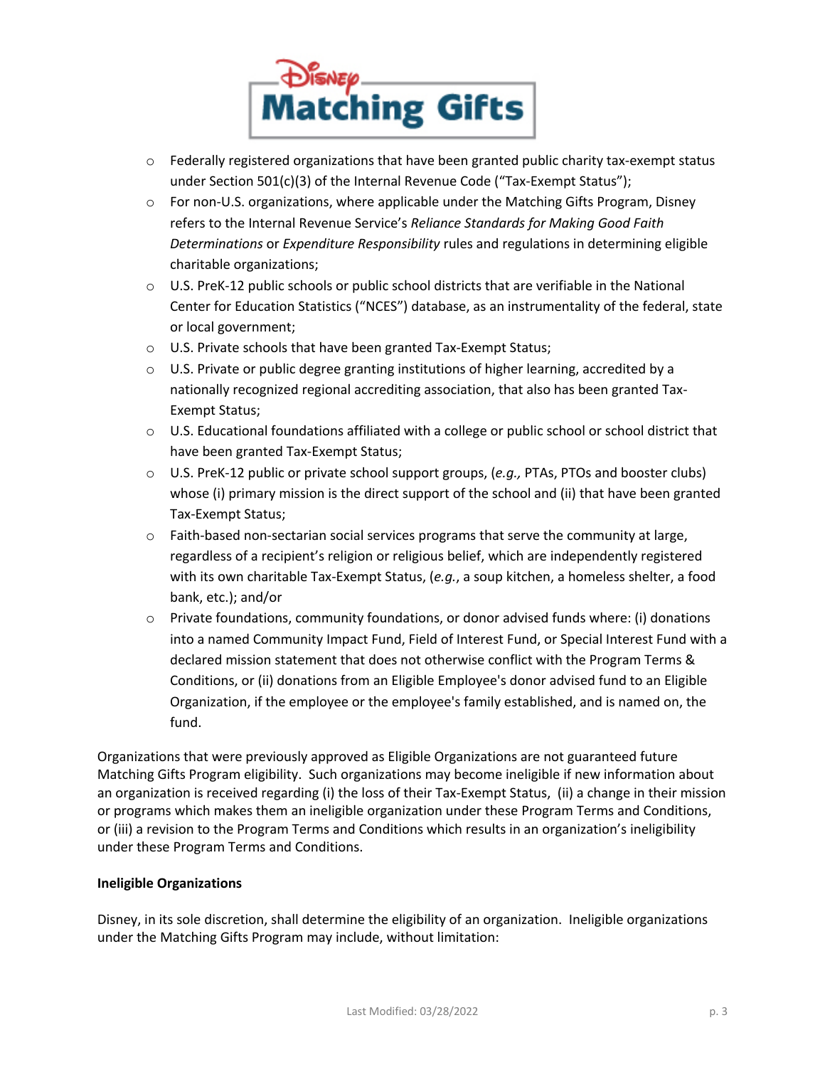- Federally registered organizations that have been granted public charity tax-exempt status under Section 501(c)(3) of the Internal Revenue Code ("Tax-Exempt Status");
- For non-U.S. organizations, where applicable under the Matching Gifts Program, Disney refers to the Internal Revenue Service's *Reliance Standards for Making Good Faith Determinations* or *Expenditure Responsibility* rules and regulations in determining eligible charitable organizations;
- U.S. PreK-12 public schools or public school districts that are verifiable in the National Center for Education Statistics ("NCES") database, as an instrumentality of the federal, state or local government;
- U.S. Private schools that have been granted Tax-Exempt Status;
- U.S. Private or public degree granting institutions of higher learning, accredited by a nationally recognized regional accrediting association, that also has been granted Tax-Exempt Status;
- U.S. Educational foundations affiliated with a college or public school or school district that have been granted Tax-Exempt Status;
- U.S. PreK-12 public or private school support groups, (*e.g.,* PTAs, PTOs and booster clubs) whose (i) primary mission is the direct support of the school and (ii) that have been granted Tax-Exempt Status;
- Faith-based non-sectarian social services programs that serve the community at large, regardless of a recipient's religion or religious belief, which are independently registered with its own charitable Tax-Exempt Status, (*e.g.*, a soup kitchen, a homeless shelter, a food bank, etc.); and/or
- Private foundations, community foundations, or donor advised funds where: (i) donations into a named Community Impact Fund, Field of Interest Fund, or Special Interest Fund with a declared mission statement that does not otherwise conflict with the Program Terms & Conditions, or (ii) donations from an Eligible Employee's donor advised fund to an Eligible Organization, if the employee or the employee's family established, and is named on, the fund.

Organizations that were previously approved as Eligible Organizations are not guaranteed future Matching Gifts Program eligibility. Such organizations may become ineligible if new information about an organization is received regarding (i) the loss of their Tax-Exempt Status, (ii) a change in their mission or programs which makes them an ineligible organization under these Program Terms and Conditions, or (iii) a revision to the Program Terms and Conditions which results in an organization's ineligibility under these Program Terms and Conditions.

**Ineligible Organizations**

Disney, in its sole discretion, shall determine the eligibility of an organization. Ineligible organizations under the Matching Gifts Program may include, without limitation: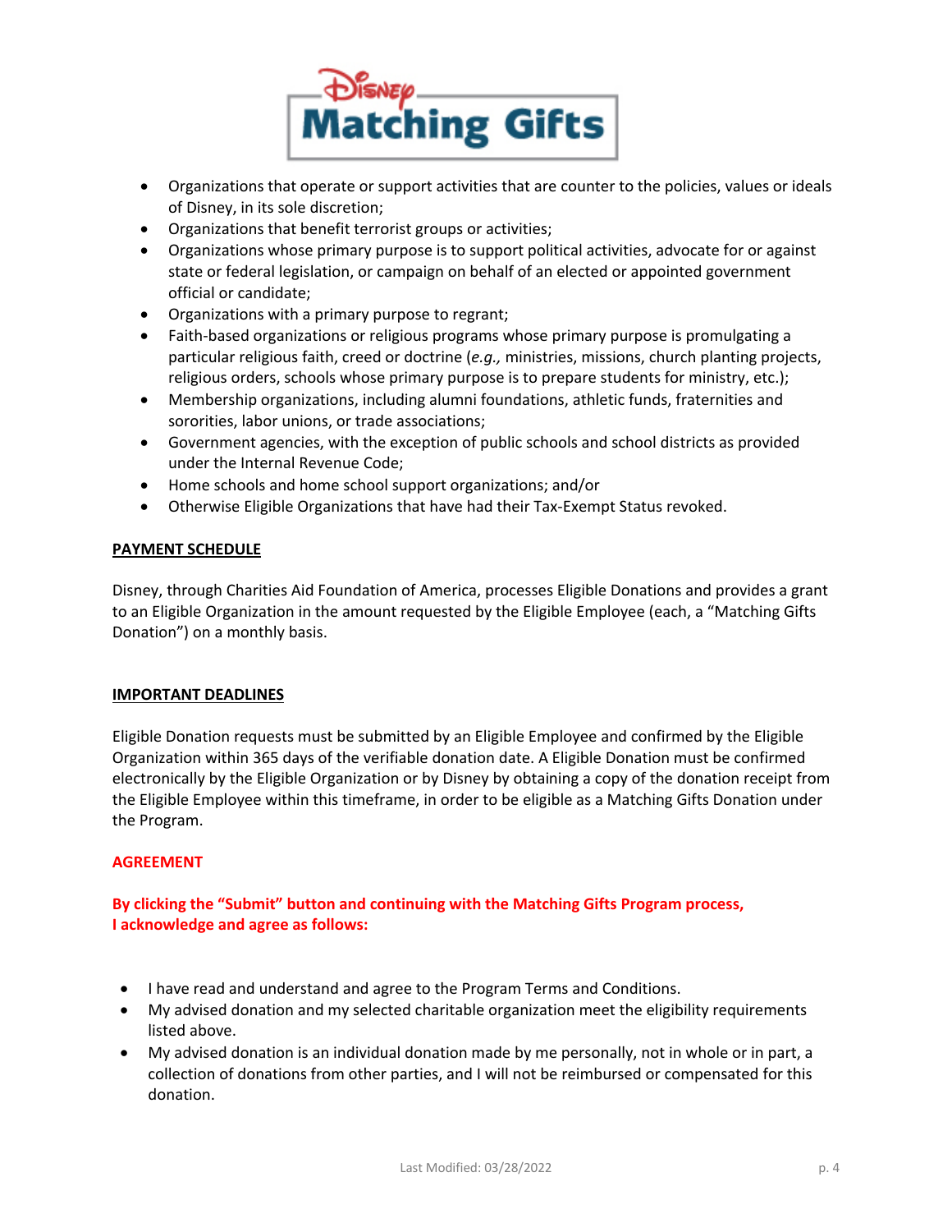- Organizations that operate or support activities that are counter to the policies, values or ideals of Disney, in its sole discretion;
- Organizations that benefit terrorist groups or activities;
- Organizations whose primary purpose is to support political activities, advocate for or against state or federal legislation, or campaign on behalf of an elected or appointed government official or candidate;
- Organizations with a primary purpose to regrant;
- Faith-based organizations or religious programs whose primary purpose is promulgating a particular religious faith, creed or doctrine (*e.g.,* ministries, missions, church planting projects, religious orders, schools whose primary purpose is to prepare students for ministry, etc.);
- Membership organizations, including alumni foundations, athletic funds, fraternities and sororities, labor unions, or trade associations;
- Government agencies, with the exception of public schools and school districts as provided under the Internal Revenue Code;
- Home schools and home school support organizations; and/or
- Otherwise Eligible Organizations that have had their Tax-Exempt Status revoked.

## PAYMENT SCHEDULE

Disney, through Charities Aid Foundation of America, processes Eligible Donations and provides a grant to an Eligible Organization in the amount requested by the Eligible Employee (each, a "Matching Gifts Donation") on a monthly basis.

## IMPORTANT DEADLINES

Eligible Donation requests must be submitted by an Eligible Employee and confirmed by the Eligible Organization within 365 days of the verifiable donation date. A Eligible Donation must be confirmed electronically by the Eligible Organization or by Disney by obtaining a copy of the donation receipt from the Eligible Employee within this timeframe, in order to be eligible as a Matching Gifts Donation under the Program.

## AGREEMENT

**By clicking the "Submit" button and continuing with the Matching Gifts Program process, I acknowledge and agree as follows:**

- I have read and understand and agree to the Program Terms and Conditions.
- My advised donation and my selected charitable organization meet the eligibility requirements listed above.
- My advised donation is an individual donation made by me personally, not in whole or in part, a collection of donations from other parties, and I will not be reimbursed or compensated for this donation.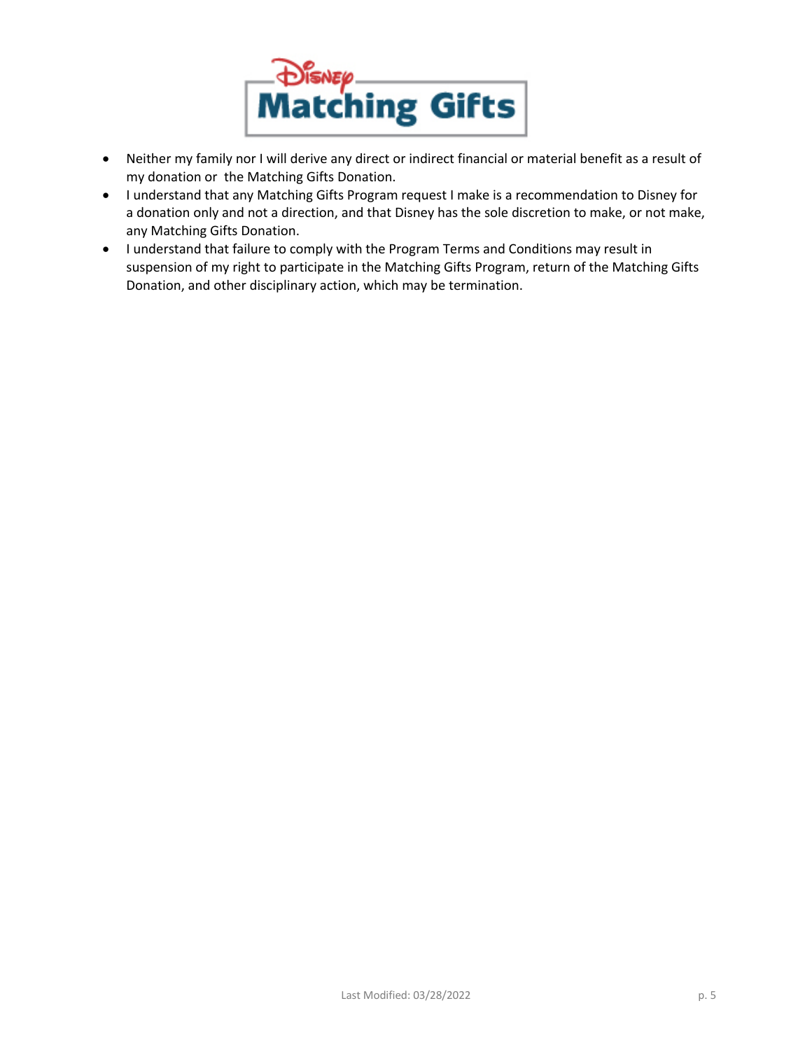- Neither my family nor I will derive any direct or indirect financial or material benefit as a result of my donation or the Matching Gifts Donation.
- I understand that any Matching Gifts Program request I make is a recommendation to Disney for a donation only and not a direction, and that Disney has the sole discretion to make, or not make, any Matching Gifts Donation.
- I understand that failure to comply with the Program Terms and Conditions may result in suspension of my right to participate in the Matching Gifts Program, return of the Matching Gifts Donation, and other disciplinary action, which may be termination.